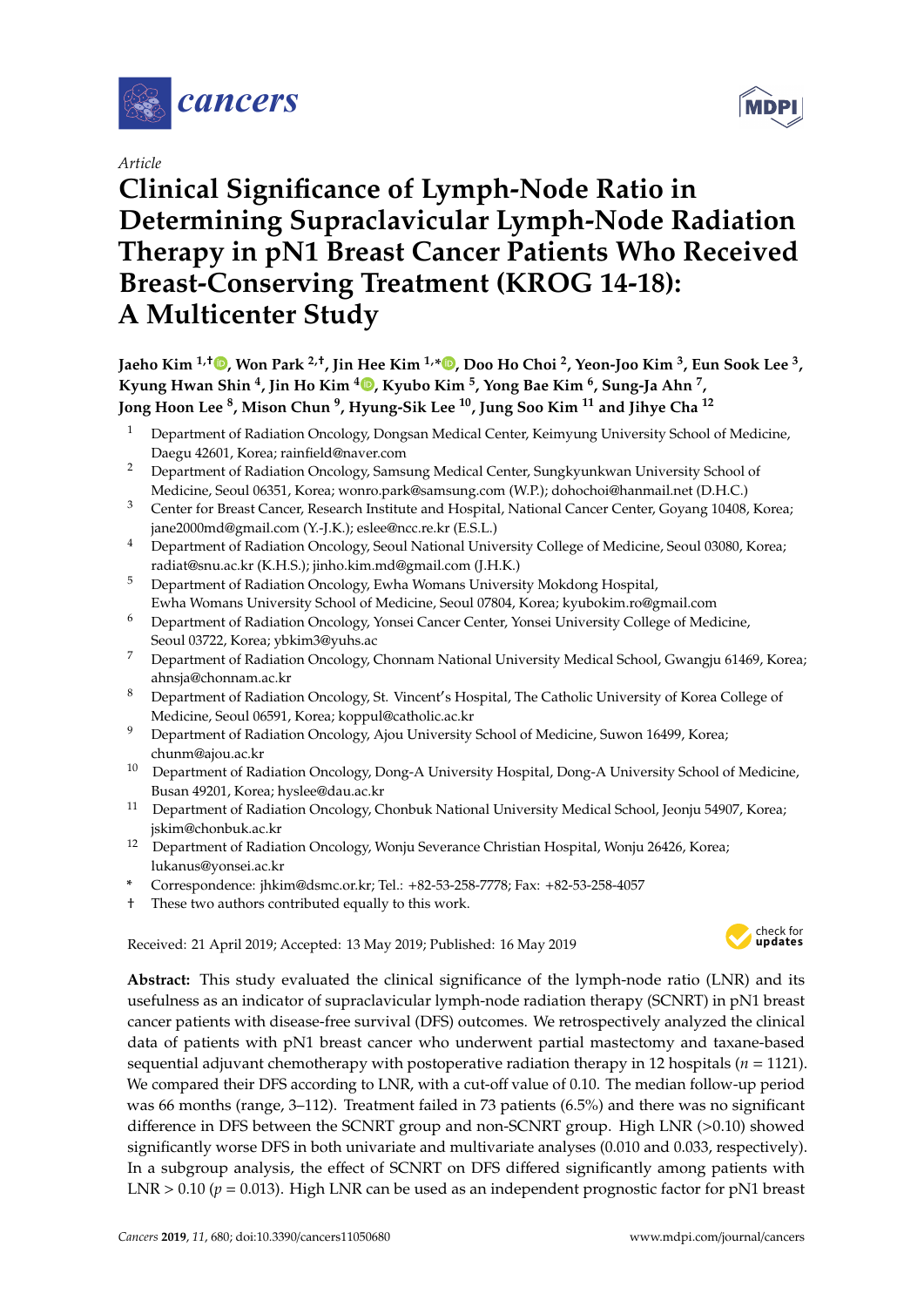*Article*

# Clinical Significance of Lymph-Node Ratio in Determining Supraclavicular Lymph-Node Radiation Therapy in pN1 Breast Cancer Patients Who Received Breast-Conserving Treatment (KROG 14-18): A Multicenter Study

**Jaeho Kim [1,†], Won Park [2,†], Jin Hee Kim [1,*], Doo Ho Choi [2], Yeon-Joo Kim [3], Eun Sook Lee [3], Kyung Hwan Shin [4], Jin Ho Kim [4], Kyubo Kim [5], Yong Bae Kim [6], Sung-Ja Ahn [7], Jong Hoon Lee [8], Mison Chun [9], Hyung-Sik Lee [10], Jung Soo Kim [11] and Jihye Cha [12]**

1. Department of Radiation Oncology, Dongsan Medical Center, Keimyung University School of Medicine, Daegu 42601, Korea; rainfield@naver.com
2. Department of Radiation Oncology, Samsung Medical Center, Sungkyunkwan University School of Medicine, Seoul 06351, Korea; wonro.park@samsung.com (W.P.); dohochoi@hanmail.net (D.H.C.)
3. Center for Breast Cancer, Research Institute and Hospital, National Cancer Center, Goyang 10408, Korea; jane2000md@gmail.com (Y.-J.K.); eslee@ncc.re.kr (E.S.L.)
4. Department of Radiation Oncology, Seoul National University College of Medicine, Seoul 03080, Korea; radiat@snu.ac.kr (K.H.S.); jinho.kim.md@gmail.com (J.H.K.)
5. Department of Radiation Oncology, Ewha Womans University Mokdong Hospital, Ewha Womans University School of Medicine, Seoul 07804, Korea; kyubokim.ro@gmail.com
6. Department of Radiation Oncology, Yonsei Cancer Center, Yonsei University College of Medicine, Seoul 03722, Korea; ybkim3@yuhs.ac
7. Department of Radiation Oncology, Chonnam National University Medical School, Gwangju 61469, Korea; ahnsja@chonnam.ac.kr
8. Department of Radiation Oncology, St. Vincent's Hospital, The Catholic University of Korea College of Medicine, Seoul 06591, Korea; koppul@catholic.ac.kr
9. Department of Radiation Oncology, Ajou University School of Medicine, Suwon 16499, Korea; chunm@ajou.ac.kr
10. Department of Radiation Oncology, Dong-A University Hospital, Dong-A University School of Medicine, Busan 49201, Korea; hyslee@dau.ac.kr
11. Department of Radiation Oncology, Chonbuk National University Medical School, Jeonju 54907, Korea; jskim@chonbuk.ac.kr
12. Department of Radiation Oncology, Wonju Severance Christian Hospital, Wonju 26426, Korea; lukanus@yonsei.ac.kr

\* Correspondence: jhkim@dsmc.or.kr; Tel.: +82-53-258-7778; Fax: +82-53-258-4057

† These two authors contributed equally to this work.

Received: 21 April 2019; Accepted: 13 May 2019; Published: 16 May 2019

**Abstract:** This study evaluated the clinical significance of the lymph-node ratio (LNR) and its usefulness as an indicator of supraclavicular lymph-node radiation therapy (SCNRT) in pN1 breast cancer patients with disease-free survival (DFS) outcomes. We retrospectively analyzed the clinical data of patients with pN1 breast cancer who underwent partial mastectomy and taxane-based sequential adjuvant chemotherapy with postoperative radiation therapy in 12 hospitals ($n$ = 1121). We compared their DFS according to LNR, with a cut-off value of 0.10. The median follow-up period was 66 months (range, 3–112). Treatment failed in 73 patients (6.5%) and there was no significant difference in DFS between the SCNRT group and non-SCNRT group. High LNR (>0.10) showed significantly worse DFS in both univariate and multivariate analyses (0.010 and 0.033, respectively). In a subgroup analysis, the effect of SCNRT on DFS differed significantly among patients with LNR > 0.10 ($p$ = 0.013). High LNR can be used as an independent prognostic factor for pN1 breast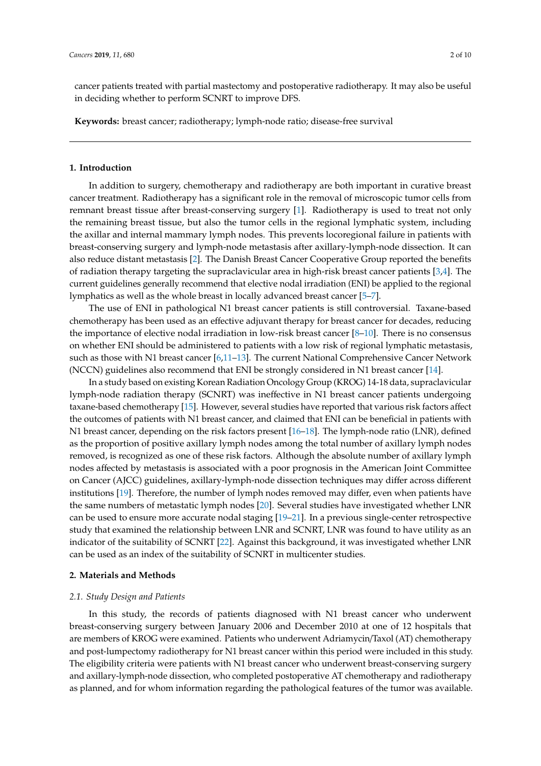cancer patients treated with partial mastectomy and postoperative radiotherapy. It may also be useful in deciding whether to perform SCNRT to improve DFS.

**Keywords:** breast cancer; radiotherapy; lymph-node ratio; disease-free survival

## 1. Introduction

In addition to surgery, chemotherapy and radiotherapy are both important in curative breast cancer treatment. Radiotherapy has a significant role in the removal of microscopic tumor cells from remnant breast tissue after breast-conserving surgery [1]. Radiotherapy is used to treat not only the remaining breast tissue, but also the tumor cells in the regional lymphatic system, including the axillar and internal mammary lymph nodes. This prevents locoregional failure in patients with breast-conserving surgery and lymph-node metastasis after axillary-lymph-node dissection. It can also reduce distant metastasis [2]. The Danish Breast Cancer Cooperative Group reported the benefits of radiation therapy targeting the supraclavicular area in high-risk breast cancer patients [3,4]. The current guidelines generally recommend that elective nodal irradiation (ENI) be applied to the regional lymphatics as well as the whole breast in locally advanced breast cancer [5–7].

The use of ENI in pathological N1 breast cancer patients is still controversial. Taxane-based chemotherapy has been used as an effective adjuvant therapy for breast cancer for decades, reducing the importance of elective nodal irradiation in low-risk breast cancer [8–10]. There is no consensus on whether ENI should be administered to patients with a low risk of regional lymphatic metastasis, such as those with N1 breast cancer [6,11–13]. The current National Comprehensive Cancer Network (NCCN) guidelines also recommend that ENI be strongly considered in N1 breast cancer [14].

In a study based on existing Korean Radiation Oncology Group (KROG) 14-18 data, supraclavicular lymph-node radiation therapy (SCNRT) was ineffective in N1 breast cancer patients undergoing taxane-based chemotherapy [15]. However, several studies have reported that various risk factors affect the outcomes of patients with N1 breast cancer, and claimed that ENI can be beneficial in patients with N1 breast cancer, depending on the risk factors present [16–18]. The lymph-node ratio (LNR), defined as the proportion of positive axillary lymph nodes among the total number of axillary lymph nodes removed, is recognized as one of these risk factors. Although the absolute number of axillary lymph nodes affected by metastasis is associated with a poor prognosis in the American Joint Committee on Cancer (AJCC) guidelines, axillary-lymph-node dissection techniques may differ across different institutions [19]. Therefore, the number of lymph nodes removed may differ, even when patients have the same numbers of metastatic lymph nodes [20]. Several studies have investigated whether LNR can be used to ensure more accurate nodal staging [19–21]. In a previous single-center retrospective study that examined the relationship between LNR and SCNRT, LNR was found to have utility as an indicator of the suitability of SCNRT [22]. Against this background, it was investigated whether LNR can be used as an index of the suitability of SCNRT in multicenter studies.

## 2. Materials and Methods

### 2.1. Study Design and Patients

In this study, the records of patients diagnosed with N1 breast cancer who underwent breast-conserving surgery between January 2006 and December 2010 at one of 12 hospitals that are members of KROG were examined. Patients who underwent Adriamycin/Taxol (AT) chemotherapy and post-lumpectomy radiotherapy for N1 breast cancer within this period were included in this study. The eligibility criteria were patients with N1 breast cancer who underwent breast-conserving surgery and axillary-lymph-node dissection, who completed postoperative AT chemotherapy and radiotherapy as planned, and for whom information regarding the pathological features of the tumor was available.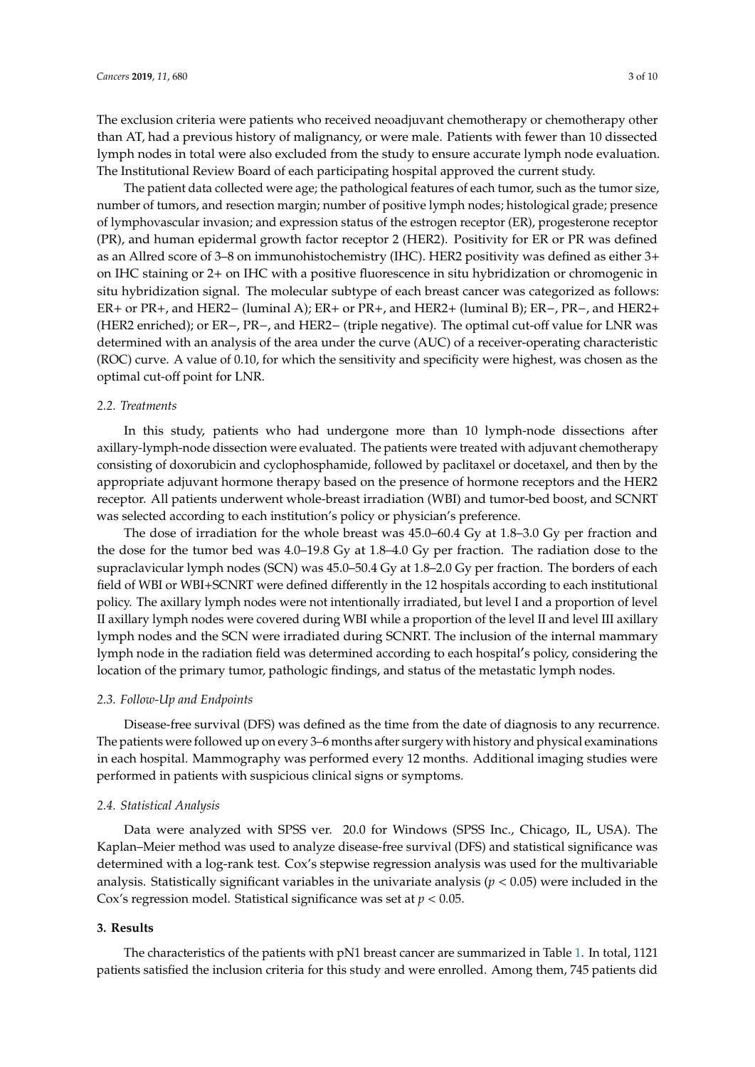The exclusion criteria were patients who received neoadjuvant chemotherapy or chemotherapy other than AT, had a previous history of malignancy, or were male. Patients with fewer than 10 dissected lymph nodes in total were also excluded from the study to ensure accurate lymph node evaluation. The Institutional Review Board of each participating hospital approved the current study.

The patient data collected were age; the pathological features of each tumor, such as the tumor size, number of tumors, and resection margin; number of positive lymph nodes; histological grade; presence of lymphovascular invasion; and expression status of the estrogen receptor (ER), progesterone receptor (PR), and human epidermal growth factor receptor 2 (HER2). Positivity for ER or PR was defined as an Allred score of 3–8 on immunohistochemistry (IHC). HER2 positivity was defined as either 3+ on IHC staining or 2+ on IHC with a positive fluorescence in situ hybridization or chromogenic in situ hybridization signal. The molecular subtype of each breast cancer was categorized as follows: ER+ or PR+, and HER2− (luminal A); ER+ or PR+, and HER2+ (luminal B); ER−, PR−, and HER2+ (HER2 enriched); or ER−, PR−, and HER2− (triple negative). The optimal cut-off value for LNR was determined with an analysis of the area under the curve (AUC) of a receiver-operating characteristic (ROC) curve. A value of 0.10, for which the sensitivity and specificity were highest, was chosen as the optimal cut-off point for LNR.

### 2.2. Treatments

In this study, patients who had undergone more than 10 lymph-node dissections after axillary-lymph-node dissection were evaluated. The patients were treated with adjuvant chemotherapy consisting of doxorubicin and cyclophosphamide, followed by paclitaxel or docetaxel, and then by the appropriate adjuvant hormone therapy based on the presence of hormone receptors and the HER2 receptor. All patients underwent whole-breast irradiation (WBI) and tumor-bed boost, and SCNRT was selected according to each institution's policy or physician's preference.

The dose of irradiation for the whole breast was 45.0–60.4 Gy at 1.8–3.0 Gy per fraction and the dose for the tumor bed was 4.0–19.8 Gy at 1.8–4.0 Gy per fraction. The radiation dose to the supraclavicular lymph nodes (SCN) was 45.0–50.4 Gy at 1.8–2.0 Gy per fraction. The borders of each field of WBI or WBI+SCNRT were defined differently in the 12 hospitals according to each institutional policy. The axillary lymph nodes were not intentionally irradiated, but level I and a proportion of level II axillary lymph nodes were covered during WBI while a proportion of the level II and level III axillary lymph nodes and the SCN were irradiated during SCNRT. The inclusion of the internal mammary lymph node in the radiation field was determined according to each hospital's policy, considering the location of the primary tumor, pathologic findings, and status of the metastatic lymph nodes.

### 2.3. Follow-Up and Endpoints

Disease-free survival (DFS) was defined as the time from the date of diagnosis to any recurrence. The patients were followed up on every 3–6 months after surgery with history and physical examinations in each hospital. Mammography was performed every 12 months. Additional imaging studies were performed in patients with suspicious clinical signs or symptoms.

### 2.4. Statistical Analysis

Data were analyzed with SPSS ver. 20.0 for Windows (SPSS Inc., Chicago, IL, USA). The Kaplan–Meier method was used to analyze disease-free survival (DFS) and statistical significance was determined with a log-rank test. Cox's stepwise regression analysis was used for the multivariable analysis. Statistically significant variables in the univariate analysis ($p < 0.05$) were included in the Cox's regression model. Statistical significance was set at $p < 0.05$.

## 3. Results

The characteristics of the patients with pN1 breast cancer are summarized in Table 1. In total, 1121 patients satisfied the inclusion criteria for this study and were enrolled. Among them, 745 patients did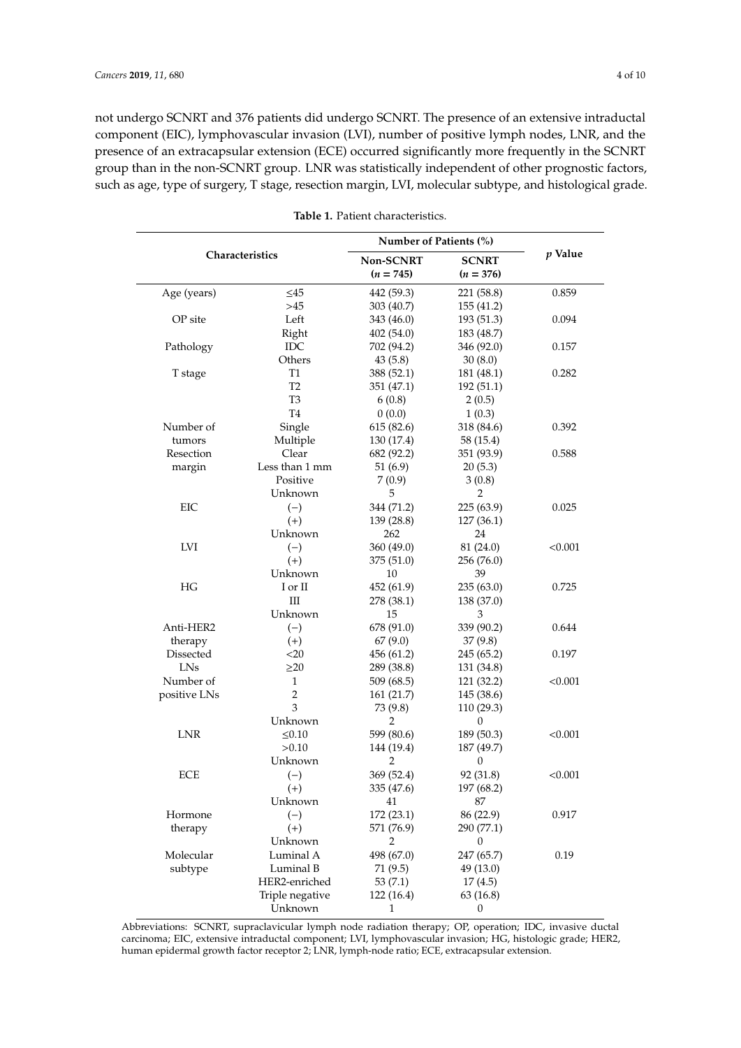not undergo SCNRT and 376 patients did undergo SCNRT. The presence of an extensive intraductal component (EIC), lymphovascular invasion (LVI), number of positive lymph nodes, LNR, and the presence of an extracapsular extension (ECE) occurred significantly more frequently in the SCNRT group than in the non-SCNRT group. LNR was statistically independent of other prognostic factors, such as age, type of surgery, T stage, resection margin, LVI, molecular subtype, and histological grade.

**Table 1.** Patient characteristics.

| Characteristics | | Number of Patients (%) | | *p* Value |
|---|---|---|---|---|
| | | **Non-SCNRT** (*n* = 745) | **SCNRT** (*n* = 376) | |
| Age (years) | ≤45 | 442 (59.3) | 221 (58.8) | 0.859 |
| | >45 | 303 (40.7) | 155 (41.2) | |
| OP site | Left | 343 (46.0) | 193 (51.3) | 0.094 |
| | Right | 402 (54.0) | 183 (48.7) | |
| Pathology | IDC | 702 (94.2) | 346 (92.0) | 0.157 |
| | Others | 43 (5.8) | 30 (8.0) | |
| T stage | T1 | 388 (52.1) | 181 (48.1) | 0.282 |
| | T2 | 351 (47.1) | 192 (51.1) | |
| | T3 | 6 (0.8) | 2 (0.5) | |
| | T4 | 0 (0.0) | 1 (0.3) | |
| Number of tumors | Single | 615 (82.6) | 318 (84.6) | 0.392 |
| | Multiple | 130 (17.4) | 58 (15.4) | |
| Resection margin | Clear | 682 (92.2) | 351 (93.9) | 0.588 |
| | Less than 1 mm | 51 (6.9) | 20 (5.3) | |
| | Positive | 7 (0.9) | 3 (0.8) | |
| | Unknown | 5 | 2 | |
| EIC | (−) | 344 (71.2) | 225 (63.9) | 0.025 |
| | (+) | 139 (28.8) | 127 (36.1) | |
| | Unknown | 262 | 24 | |
| LVI | (−) | 360 (49.0) | 81 (24.0) | <0.001 |
| | (+) | 375 (51.0) | 256 (76.0) | |
| | Unknown | 10 | 39 | |
| HG | I or II | 452 (61.9) | 235 (63.0) | 0.725 |
| | III | 278 (38.1) | 138 (37.0) | |
| | Unknown | 15 | 3 | |
| Anti-HER2 therapy | (−) | 678 (91.0) | 339 (90.2) | 0.644 |
| | (+) | 67 (9.0) | 37 (9.8) | |
| Dissected LNs | <20 | 456 (61.2) | 245 (65.2) | 0.197 |
| | ≥20 | 289 (38.8) | 131 (34.8) | |
| Number of positive LNs | 1 | 509 (68.5) | 121 (32.2) | <0.001 |
| | 2 | 161 (21.7) | 145 (38.6) | |
| | 3 | 73 (9.8) | 110 (29.3) | |
| | Unknown | 2 | 0 | |
| LNR | ≤0.10 | 599 (80.6) | 189 (50.3) | <0.001 |
| | >0.10 | 144 (19.4) | 187 (49.7) | |
| | Unknown | 2 | 0 | |
| ECE | (−) | 369 (52.4) | 92 (31.8) | <0.001 |
| | (+) | 335 (47.6) | 197 (68.2) | |
| | Unknown | 41 | 87 | |
| Hormone therapy | (−) | 172 (23.1) | 86 (22.9) | 0.917 |
| | (+) | 571 (76.9) | 290 (77.1) | |
| | Unknown | 2 | 0 | |
| Molecular subtype | Luminal A | 498 (67.0) | 247 (65.7) | 0.19 |
| | Luminal B | 71 (9.5) | 49 (13.0) | |
| | HER2-enriched | 53 (7.1) | 17 (4.5) | |
| | Triple negative | 122 (16.4) | 63 (16.8) | |
| | Unknown | 1 | 0 | |

Abbreviations: SCNRT, supraclavicular lymph node radiation therapy; OP, operation; IDC, invasive ductal carcinoma; EIC, extensive intraductal component; LVI, lymphovascular invasion; HG, histologic grade; HER2, human epidermal growth factor receptor 2; LNR, lymph-node ratio; ECE, extracapsular extension.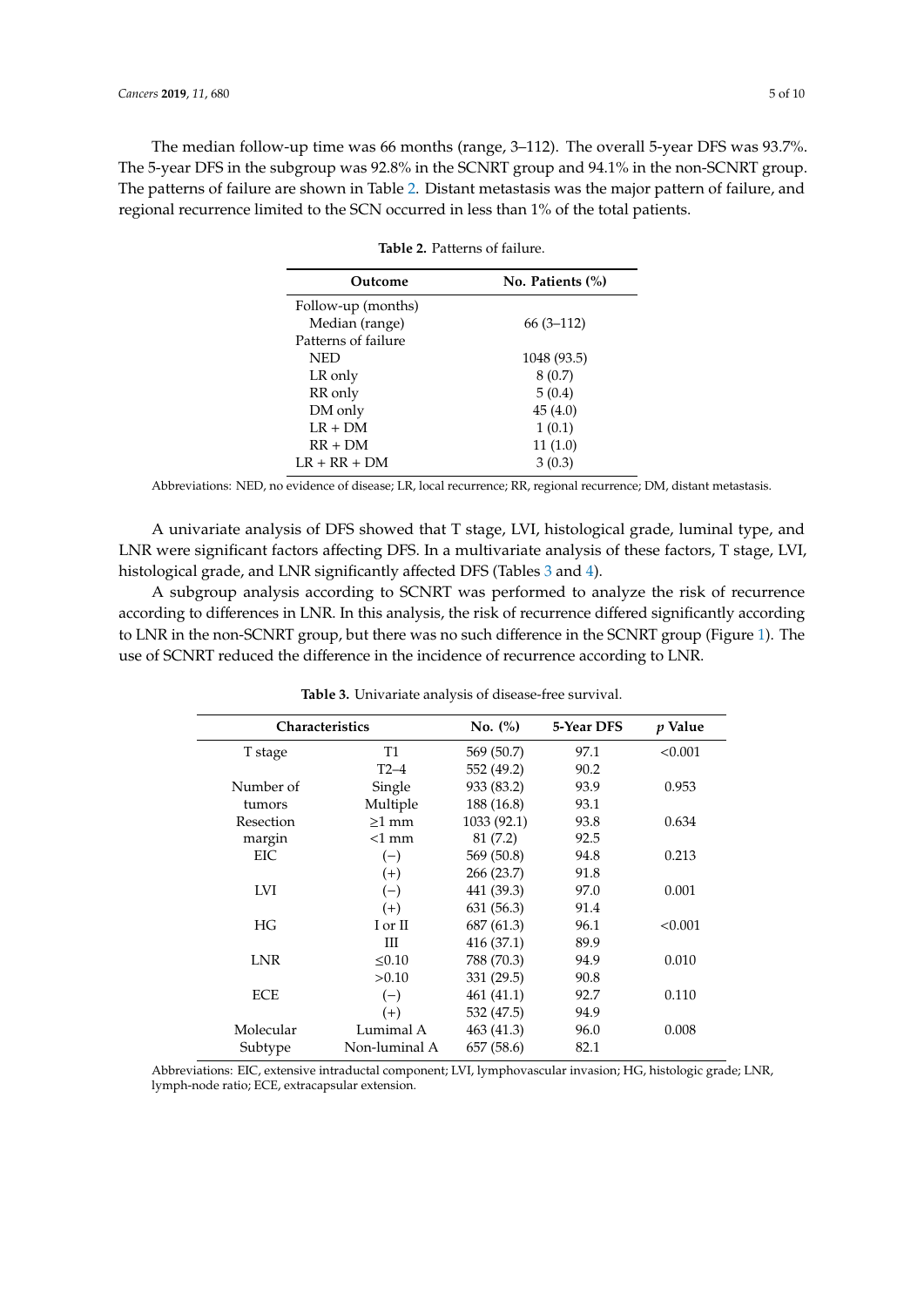The median follow-up time was 66 months (range, 3–112). The overall 5-year DFS was 93.7%. The 5-year DFS in the subgroup was 92.8% in the SCNRT group and 94.1% in the non-SCNRT group. The patterns of failure are shown in Table 2. Distant metastasis was the major pattern of failure, and regional recurrence limited to the SCN occurred in less than 1% of the total patients.

**Table 2.** Patterns of failure.

| Outcome | No. Patients (%) |
|---|---|
| Follow-up (months) | |
| Median (range) | 66 (3–112) |
| Patterns of failure | |
| NED | 1048 (93.5) |
| LR only | 8 (0.7) |
| RR only | 5 (0.4) |
| DM only | 45 (4.0) |
| LR + DM | 1 (0.1) |
| RR + DM | 11 (1.0) |
| LR + RR + DM | 3 (0.3) |

Abbreviations: NED, no evidence of disease; LR, local recurrence; RR, regional recurrence; DM, distant metastasis.

A univariate analysis of DFS showed that T stage, LVI, histological grade, luminal type, and LNR were significant factors affecting DFS. In a multivariate analysis of these factors, T stage, LVI, histological grade, and LNR significantly affected DFS (Tables 3 and 4).

A subgroup analysis according to SCNRT was performed to analyze the risk of recurrence according to differences in LNR. In this analysis, the risk of recurrence differed significantly according to LNR in the non-SCNRT group, but there was no such difference in the SCNRT group (Figure 1). The use of SCNRT reduced the difference in the incidence of recurrence according to LNR.

**Table 3.** Univariate analysis of disease-free survival.

| Characteristics | | No. (%) | 5-Year DFS | $p$ Value |
|---|---|---|---|---|
| T stage | T1 | 569 (50.7) | 97.1 | <0.001 |
| | T2–4 | 552 (49.2) | 90.2 | |
| Number of tumors | Single | 933 (83.2) | 93.9 | 0.953 |
| | Multiple | 188 (16.8) | 93.1 | |
| Resection margin | ≥1 mm | 1033 (92.1) | 93.8 | 0.634 |
| | <1 mm | 81 (7.2) | 92.5 | |
| EIC | (−) | 569 (50.8) | 94.8 | 0.213 |
| | (+) | 266 (23.7) | 91.8 | |
| LVI | (−) | 441 (39.3) | 97.0 | 0.001 |
| | (+) | 631 (56.3) | 91.4 | |
| HG | I or II | 687 (61.3) | 96.1 | <0.001 |
| | III | 416 (37.1) | 89.9 | |
| LNR | ≤0.10 | 788 (70.3) | 94.9 | 0.010 |
| | >0.10 | 331 (29.5) | 90.8 | |
| ECE | (−) | 461 (41.1) | 92.7 | 0.110 |
| | (+) | 532 (47.5) | 94.9 | |
| Molecular Subtype | Lumimal A | 463 (41.3) | 96.0 | 0.008 |
| | Non-luminal A | 657 (58.6) | 82.1 | |

Abbreviations: EIC, extensive intraductal component; LVI, lymphovascular invasion; HG, histologic grade; LNR, lymph-node ratio; ECE, extracapsular extension.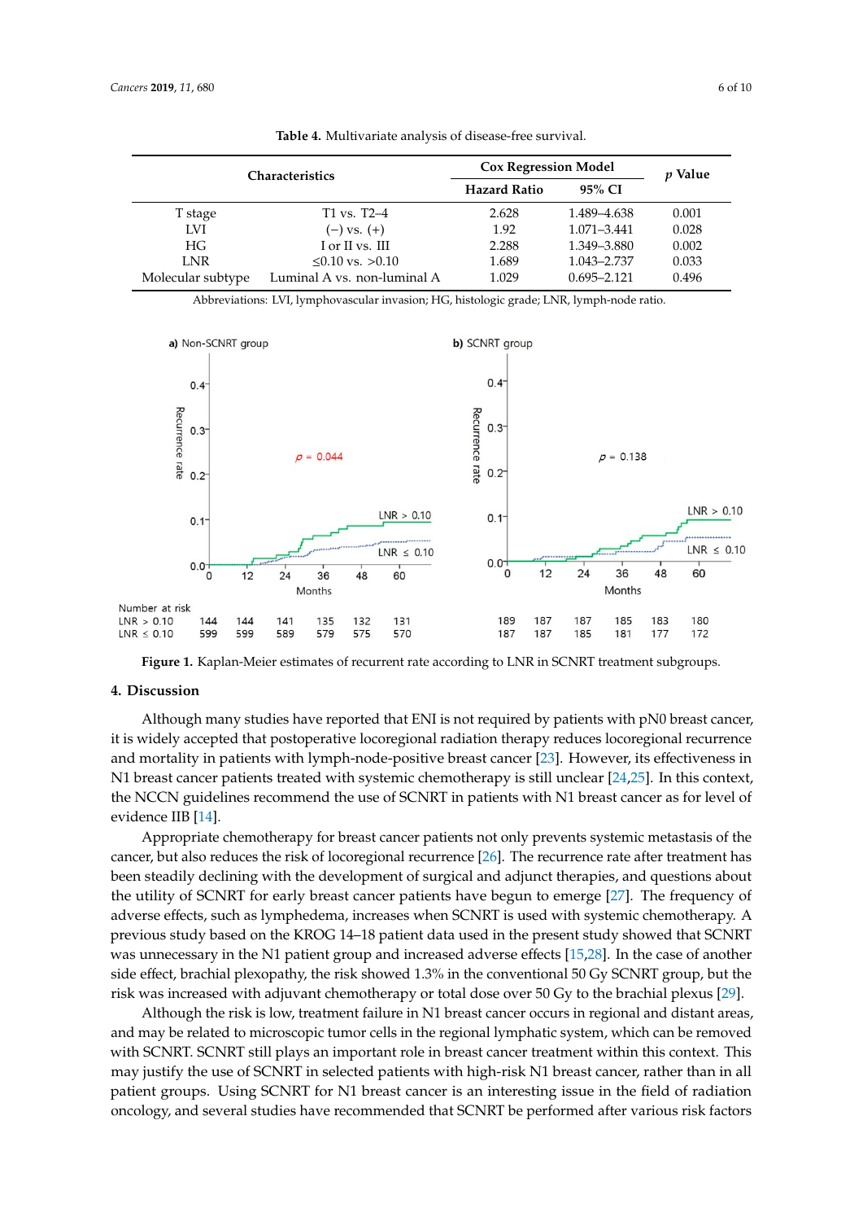**Table 4.** Multivariate analysis of disease-free survival.

| Characteristics | | Cox Regression Model | | $p$ Value |
|---|---|---|---|---|
| | | Hazard Ratio | 95% CI | |
| T stage | T1 vs. T2–4 | 2.628 | 1.489–4.638 | 0.001 |
| LVI | (−) vs. (+) | 1.92 | 1.071–3.441 | 0.028 |
| HG | I or II vs. III | 2.288 | 1.349–3.880 | 0.002 |
| LNR | ≤0.10 vs. >0.10 | 1.689 | 1.043–2.737 | 0.033 |
| Molecular subtype | Luminal A vs. non-luminal A | 1.029 | 0.695–2.121 | 0.496 |

Abbreviations: LVI, lymphovascular invasion; HG, histologic grade; LNR, lymph-node ratio.

**Figure 1.** Kaplan-Meier estimates of recurrent rate according to LNR in SCNRT treatment subgroups.

## 4. Discussion

Although many studies have reported that ENI is not required by patients with pN0 breast cancer, it is widely accepted that postoperative locoregional radiation therapy reduces locoregional recurrence and mortality in patients with lymph-node-positive breast cancer [23]. However, its effectiveness in N1 breast cancer patients treated with systemic chemotherapy is still unclear [24,25]. In this context, the NCCN guidelines recommend the use of SCNRT in patients with N1 breast cancer as for level of evidence IIB [14].

Appropriate chemotherapy for breast cancer patients not only prevents systemic metastasis of the cancer, but also reduces the risk of locoregional recurrence [26]. The recurrence rate after treatment has been steadily declining with the development of surgical and adjunct therapies, and questions about the utility of SCNRT for early breast cancer patients have begun to emerge [27]. The frequency of adverse effects, such as lymphedema, increases when SCNRT is used with systemic chemotherapy. A previous study based on the KROG 14–18 patient data used in the present study showed that SCNRT was unnecessary in the N1 patient group and increased adverse effects [15,28]. In the case of another side effect, brachial plexopathy, the risk showed 1.3% in the conventional 50 Gy SCNRT group, but the risk was increased with adjuvant chemotherapy or total dose over 50 Gy to the brachial plexus [29].

Although the risk is low, treatment failure in N1 breast cancer occurs in regional and distant areas, and may be related to microscopic tumor cells in the regional lymphatic system, which can be removed with SCNRT. SCNRT still plays an important role in breast cancer treatment within this context. This may justify the use of SCNRT in selected patients with high-risk N1 breast cancer, rather than in all patient groups. Using SCNRT for N1 breast cancer is an interesting issue in the field of radiation oncology, and several studies have recommended that SCNRT be performed after various risk factors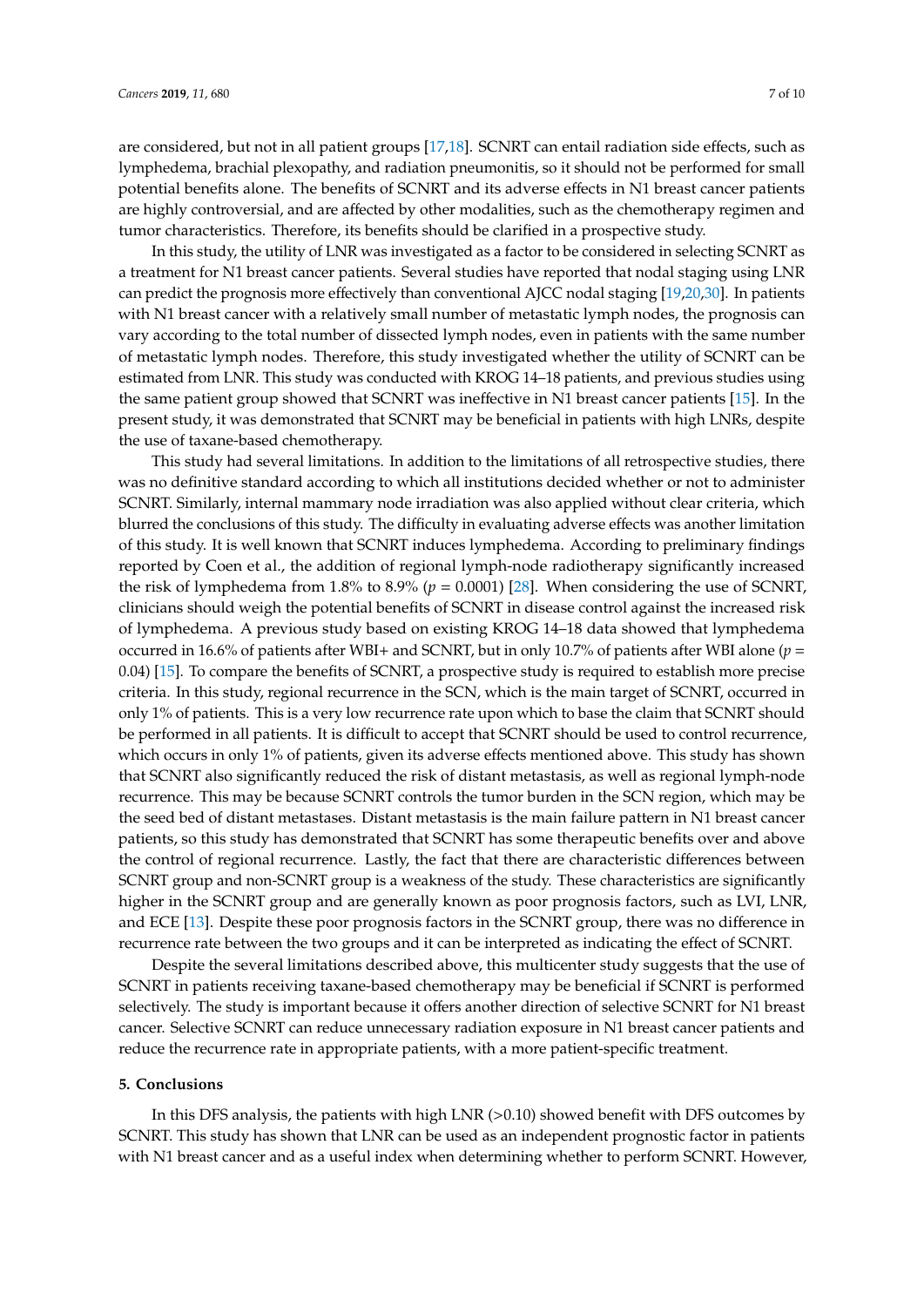are considered, but not in all patient groups [17,18]. SCNRT can entail radiation side effects, such as lymphedema, brachial plexopathy, and radiation pneumonitis, so it should not be performed for small potential benefits alone. The benefits of SCNRT and its adverse effects in N1 breast cancer patients are highly controversial, and are affected by other modalities, such as the chemotherapy regimen and tumor characteristics. Therefore, its benefits should be clarified in a prospective study.

In this study, the utility of LNR was investigated as a factor to be considered in selecting SCNRT as a treatment for N1 breast cancer patients. Several studies have reported that nodal staging using LNR can predict the prognosis more effectively than conventional AJCC nodal staging [19,20,30]. In patients with N1 breast cancer with a relatively small number of metastatic lymph nodes, the prognosis can vary according to the total number of dissected lymph nodes, even in patients with the same number of metastatic lymph nodes. Therefore, this study investigated whether the utility of SCNRT can be estimated from LNR. This study was conducted with KROG 14–18 patients, and previous studies using the same patient group showed that SCNRT was ineffective in N1 breast cancer patients [15]. In the present study, it was demonstrated that SCNRT may be beneficial in patients with high LNRs, despite the use of taxane-based chemotherapy.

This study had several limitations. In addition to the limitations of all retrospective studies, there was no definitive standard according to which all institutions decided whether or not to administer SCNRT. Similarly, internal mammary node irradiation was also applied without clear criteria, which blurred the conclusions of this study. The difficulty in evaluating adverse effects was another limitation of this study. It is well known that SCNRT induces lymphedema. According to preliminary findings reported by Coen et al., the addition of regional lymph-node radiotherapy significantly increased the risk of lymphedema from 1.8% to 8.9% ($p$ = 0.0001) [28]. When considering the use of SCNRT, clinicians should weigh the potential benefits of SCNRT in disease control against the increased risk of lymphedema. A previous study based on existing KROG 14–18 data showed that lymphedema occurred in 16.6% of patients after WBI+ and SCNRT, but in only 10.7% of patients after WBI alone ($p$ = 0.04) [15]. To compare the benefits of SCNRT, a prospective study is required to establish more precise criteria. In this study, regional recurrence in the SCN, which is the main target of SCNRT, occurred in only 1% of patients. This is a very low recurrence rate upon which to base the claim that SCNRT should be performed in all patients. It is difficult to accept that SCNRT should be used to control recurrence, which occurs in only 1% of patients, given its adverse effects mentioned above. This study has shown that SCNRT also significantly reduced the risk of distant metastasis, as well as regional lymph-node recurrence. This may be because SCNRT controls the tumor burden in the SCN region, which may be the seed bed of distant metastases. Distant metastasis is the main failure pattern in N1 breast cancer patients, so this study has demonstrated that SCNRT has some therapeutic benefits over and above the control of regional recurrence. Lastly, the fact that there are characteristic differences between SCNRT group and non-SCNRT group is a weakness of the study. These characteristics are significantly higher in the SCNRT group and are generally known as poor prognosis factors, such as LVI, LNR, and ECE [13]. Despite these poor prognosis factors in the SCNRT group, there was no difference in recurrence rate between the two groups and it can be interpreted as indicating the effect of SCNRT.

Despite the several limitations described above, this multicenter study suggests that the use of SCNRT in patients receiving taxane-based chemotherapy may be beneficial if SCNRT is performed selectively. The study is important because it offers another direction of selective SCNRT for N1 breast cancer. Selective SCNRT can reduce unnecessary radiation exposure in N1 breast cancer patients and reduce the recurrence rate in appropriate patients, with a more patient-specific treatment.

## 5. Conclusions

In this DFS analysis, the patients with high LNR (>0.10) showed benefit with DFS outcomes by SCNRT. This study has shown that LNR can be used as an independent prognostic factor in patients with N1 breast cancer and as a useful index when determining whether to perform SCNRT. However,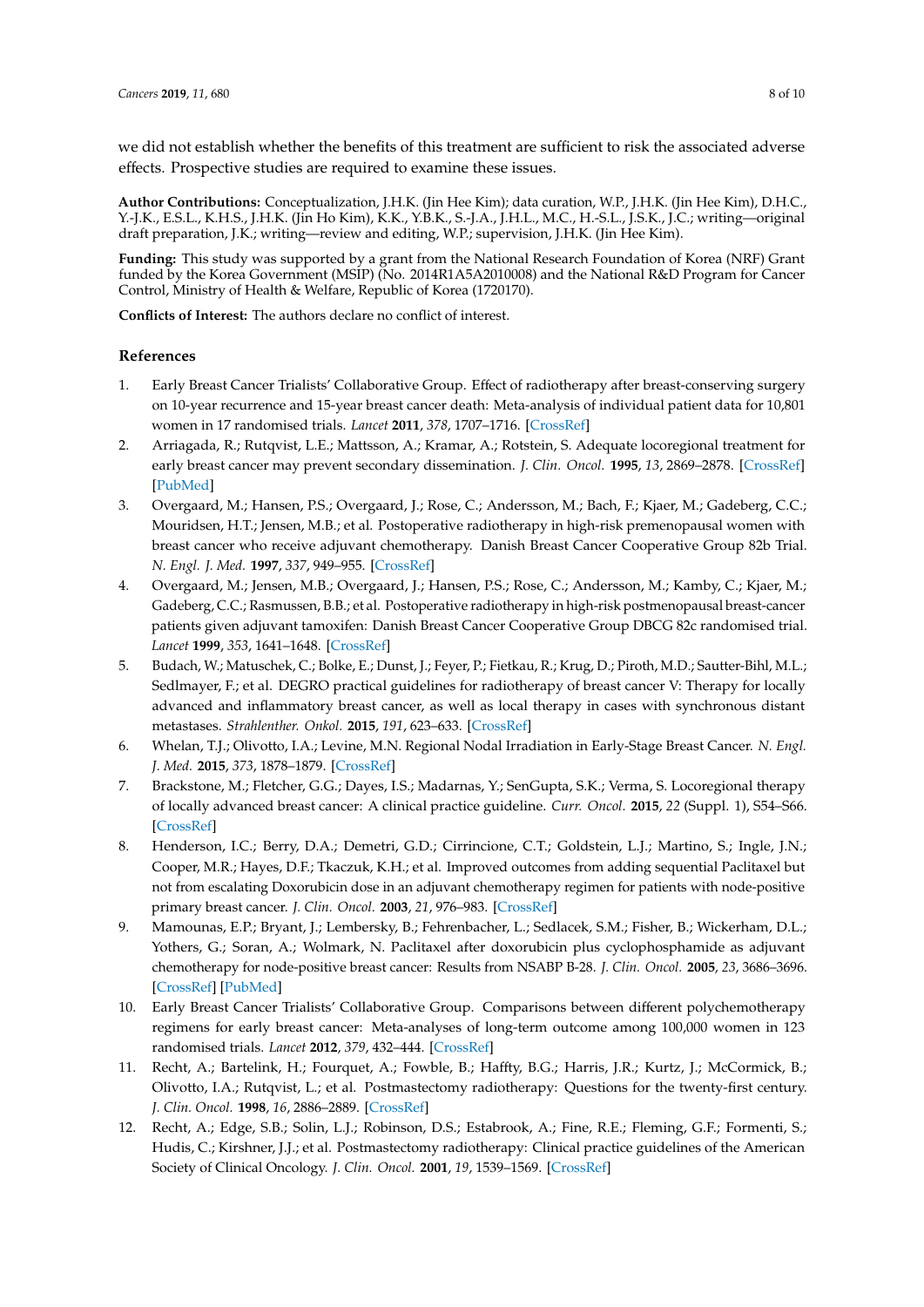we did not establish whether the benefits of this treatment are sufficient to risk the associated adverse effects. Prospective studies are required to examine these issues.

**Author Contributions:** Conceptualization, J.H.K. (Jin Hee Kim); data curation, W.P., J.H.K. (Jin Hee Kim), D.H.C., Y.-J.K., E.S.L., K.H.S., J.H.K. (Jin Ho Kim), K.K., Y.B.K., S.-J.A., J.H.L., M.C., H.-S.L., J.S.K., J.C.; writing—original draft preparation, J.K.; writing—review and editing, W.P.; supervision, J.H.K. (Jin Hee Kim).

**Funding:** This study was supported by a grant from the National Research Foundation of Korea (NRF) Grant funded by the Korea Government (MSIP) (No. 2014R1A5A2010008) and the National R&D Program for Cancer Control, Ministry of Health & Welfare, Republic of Korea (1720170).

**Conflicts of Interest:** The authors declare no conflict of interest.

## References

1. Early Breast Cancer Trialists' Collaborative Group. Effect of radiotherapy after breast-conserving surgery on 10-year recurrence and 15-year breast cancer death: Meta-analysis of individual patient data for 10,801 women in 17 randomised trials. *Lancet* **2011**, *378*, 1707–1716. [CrossRef]
2. Arriagada, R.; Rutqvist, L.E.; Mattsson, A.; Kramar, A.; Rotstein, S. Adequate locoregional treatment for early breast cancer may prevent secondary dissemination. *J. Clin. Oncol.* **1995**, *13*, 2869–2878. [CrossRef] [PubMed]
3. Overgaard, M.; Hansen, P.S.; Overgaard, J.; Rose, C.; Andersson, M.; Bach, F.; Kjaer, M.; Gadeberg, C.C.; Mouridsen, H.T.; Jensen, M.B.; et al. Postoperative radiotherapy in high-risk premenopausal women with breast cancer who receive adjuvant chemotherapy. Danish Breast Cancer Cooperative Group 82b Trial. *N. Engl. J. Med.* **1997**, *337*, 949–955. [CrossRef]
4. Overgaard, M.; Jensen, M.B.; Overgaard, J.; Hansen, P.S.; Rose, C.; Andersson, M.; Kamby, C.; Kjaer, M.; Gadeberg, C.C.; Rasmussen, B.B.; et al. Postoperative radiotherapy in high-risk postmenopausal breast-cancer patients given adjuvant tamoxifen: Danish Breast Cancer Cooperative Group DBCG 82c randomised trial. *Lancet* **1999**, *353*, 1641–1648. [CrossRef]
5. Budach, W.; Matuschek, C.; Bolke, E.; Dunst, J.; Feyer, P.; Fietkau, R.; Krug, D.; Piroth, M.D.; Sautter-Bihl, M.L.; Sedlmayer, F.; et al. DEGRO practical guidelines for radiotherapy of breast cancer V: Therapy for locally advanced and inflammatory breast cancer, as well as local therapy in cases with synchronous distant metastases. *Strahlenther. Onkol.* **2015**, *191*, 623–633. [CrossRef]
6. Whelan, T.J.; Olivotto, I.A.; Levine, M.N. Regional Nodal Irradiation in Early-Stage Breast Cancer. *N. Engl. J. Med.* **2015**, *373*, 1878–1879. [CrossRef]
7. Brackstone, M.; Fletcher, G.G.; Dayes, I.S.; Madarnas, Y.; SenGupta, S.K.; Verma, S. Locoregional therapy of locally advanced breast cancer: A clinical practice guideline. *Curr. Oncol.* **2015**, *22* (Suppl. 1), S54–S66. [CrossRef]
8. Henderson, I.C.; Berry, D.A.; Demetri, G.D.; Cirrincione, C.T.; Goldstein, L.J.; Martino, S.; Ingle, J.N.; Cooper, M.R.; Hayes, D.F.; Tkaczuk, K.H.; et al. Improved outcomes from adding sequential Paclitaxel but not from escalating Doxorubicin dose in an adjuvant chemotherapy regimen for patients with node-positive primary breast cancer. *J. Clin. Oncol.* **2003**, *21*, 976–983. [CrossRef]
9. Mamounas, E.P.; Bryant, J.; Lembersky, B.; Fehrenbacher, L.; Sedlacek, S.M.; Fisher, B.; Wickerham, D.L.; Yothers, G.; Soran, A.; Wolmark, N. Paclitaxel after doxorubicin plus cyclophosphamide as adjuvant chemotherapy for node-positive breast cancer: Results from NSABP B-28. *J. Clin. Oncol.* **2005**, *23*, 3686–3696. [CrossRef] [PubMed]
10. Early Breast Cancer Trialists' Collaborative Group. Comparisons between different polychemotherapy regimens for early breast cancer: Meta-analyses of long-term outcome among 100,000 women in 123 randomised trials. *Lancet* **2012**, *379*, 432–444. [CrossRef]
11. Recht, A.; Bartelink, H.; Fourquet, A.; Fowble, B.; Haffty, B.G.; Harris, J.R.; Kurtz, J.; McCormick, B.; Olivotto, I.A.; Rutqvist, L.; et al. Postmastectomy radiotherapy: Questions for the twenty-first century. *J. Clin. Oncol.* **1998**, *16*, 2886–2889. [CrossRef]
12. Recht, A.; Edge, S.B.; Solin, L.J.; Robinson, D.S.; Estabrook, A.; Fine, R.E.; Fleming, G.F.; Formenti, S.; Hudis, C.; Kirshner, J.J.; et al. Postmastectomy radiotherapy: Clinical practice guidelines of the American Society of Clinical Oncology. *J. Clin. Oncol.* **2001**, *19*, 1539–1569. [CrossRef]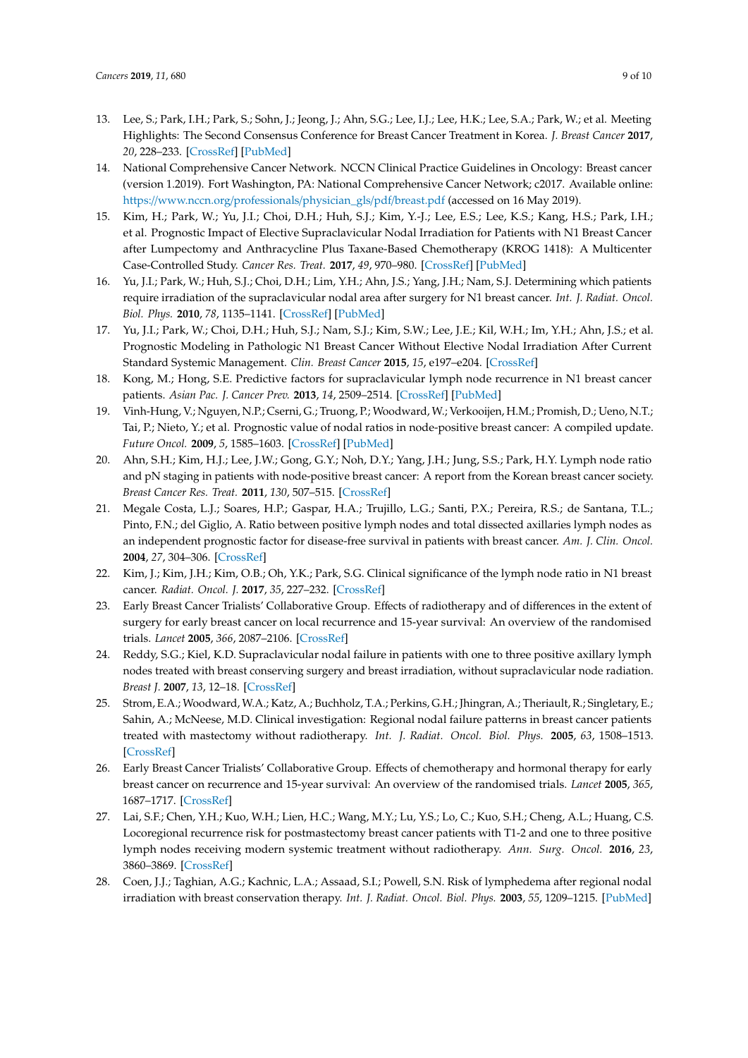13. Lee, S.; Park, I.H.; Park, S.; Sohn, J.; Jeong, J.; Ahn, S.G.; Lee, I.J.; Lee, H.K.; Lee, S.A.; Park, W.; et al. Meeting Highlights: The Second Consensus Conference for Breast Cancer Treatment in Korea. *J. Breast Cancer* **2017**, *20*, 228–233. [CrossRef] [PubMed]
14. National Comprehensive Cancer Network. NCCN Clinical Practice Guidelines in Oncology: Breast cancer (version 1.2019). Fort Washington, PA: National Comprehensive Cancer Network; c2017. Available online: https://www.nccn.org/professionals/physician_gls/pdf/breast.pdf (accessed on 16 May 2019).
15. Kim, H.; Park, W.; Yu, J.I.; Choi, D.H.; Huh, S.J.; Kim, Y.-J.; Lee, E.S.; Lee, K.S.; Kang, H.S.; Park, I.H.; et al. Prognostic Impact of Elective Supraclavicular Nodal Irradiation for Patients with N1 Breast Cancer after Lumpectomy and Anthracycline Plus Taxane-Based Chemotherapy (KROG 1418): A Multicenter Case-Controlled Study. *Cancer Res. Treat.* **2017**, *49*, 970–980. [CrossRef] [PubMed]
16. Yu, J.I.; Park, W.; Huh, S.J.; Choi, D.H.; Lim, Y.H.; Ahn, J.S.; Yang, J.H.; Nam, S.J. Determining which patients require irradiation of the supraclavicular nodal area after surgery for N1 breast cancer. *Int. J. Radiat. Oncol. Biol. Phys.* **2010**, *78*, 1135–1141. [CrossRef] [PubMed]
17. Yu, J.I.; Park, W.; Choi, D.H.; Huh, S.J.; Nam, S.J.; Kim, S.W.; Lee, J.E.; Kil, W.H.; Im, Y.H.; Ahn, J.S.; et al. Prognostic Modeling in Pathologic N1 Breast Cancer Without Elective Nodal Irradiation After Current Standard Systemic Management. *Clin. Breast Cancer* **2015**, *15*, e197–e204. [CrossRef]
18. Kong, M.; Hong, S.E. Predictive factors for supraclavicular lymph node recurrence in N1 breast cancer patients. *Asian Pac. J. Cancer Prev.* **2013**, *14*, 2509–2514. [CrossRef] [PubMed]
19. Vinh-Hung, V.; Nguyen, N.P.; Cserni, G.; Truong, P.; Woodward, W.; Verkooijen, H.M.; Promish, D.; Ueno, N.T.; Tai, P.; Nieto, Y.; et al. Prognostic value of nodal ratios in node-positive breast cancer: A compiled update. *Future Oncol.* **2009**, *5*, 1585–1603. [CrossRef] [PubMed]
20. Ahn, S.H.; Kim, H.J.; Lee, J.W.; Gong, G.Y.; Noh, D.Y.; Yang, J.H.; Jung, S.S.; Park, H.Y. Lymph node ratio and pN staging in patients with node-positive breast cancer: A report from the Korean breast cancer society. *Breast Cancer Res. Treat.* **2011**, *130*, 507–515. [CrossRef]
21. Megale Costa, L.J.; Soares, H.P.; Gaspar, H.A.; Trujillo, L.G.; Santi, P.X.; Pereira, R.S.; de Santana, T.L.; Pinto, F.N.; del Giglio, A. Ratio between positive lymph nodes and total dissected axillaries lymph nodes as an independent prognostic factor for disease-free survival in patients with breast cancer. *Am. J. Clin. Oncol.* **2004**, *27*, 304–306. [CrossRef]
22. Kim, J.; Kim, J.H.; Kim, O.B.; Oh, Y.K.; Park, S.G. Clinical significance of the lymph node ratio in N1 breast cancer. *Radiat. Oncol. J.* **2017**, *35*, 227–232. [CrossRef]
23. Early Breast Cancer Trialists' Collaborative Group. Effects of radiotherapy and of differences in the extent of surgery for early breast cancer on local recurrence and 15-year survival: An overview of the randomised trials. *Lancet* **2005**, *366*, 2087–2106. [CrossRef]
24. Reddy, S.G.; Kiel, K.D. Supraclavicular nodal failure in patients with one to three positive axillary lymph nodes treated with breast conserving surgery and breast irradiation, without supraclavicular node radiation. *Breast J.* **2007**, *13*, 12–18. [CrossRef]
25. Strom, E.A.; Woodward, W.A.; Katz, A.; Buchholz, T.A.; Perkins, G.H.; Jhingran, A.; Theriault, R.; Singletary, E.; Sahin, A.; McNeese, M.D. Clinical investigation: Regional nodal failure patterns in breast cancer patients treated with mastectomy without radiotherapy. *Int. J. Radiat. Oncol. Biol. Phys.* **2005**, *63*, 1508–1513. [CrossRef]
26. Early Breast Cancer Trialists' Collaborative Group. Effects of chemotherapy and hormonal therapy for early breast cancer on recurrence and 15-year survival: An overview of the randomised trials. *Lancet* **2005**, *365*, 1687–1717. [CrossRef]
27. Lai, S.F.; Chen, Y.H.; Kuo, W.H.; Lien, H.C.; Wang, M.Y.; Lu, Y.S.; Lo, C.; Kuo, S.H.; Cheng, A.L.; Huang, C.S. Locoregional recurrence risk for postmastectomy breast cancer patients with T1-2 and one to three positive lymph nodes receiving modern systemic treatment without radiotherapy. *Ann. Surg. Oncol.* **2016**, *23*, 3860–3869. [CrossRef]
28. Coen, J.J.; Taghian, A.G.; Kachnic, L.A.; Assaad, S.I.; Powell, S.N. Risk of lymphedema after regional nodal irradiation with breast conservation therapy. *Int. J. Radiat. Oncol. Biol. Phys.* **2003**, *55*, 1209–1215. [PubMed]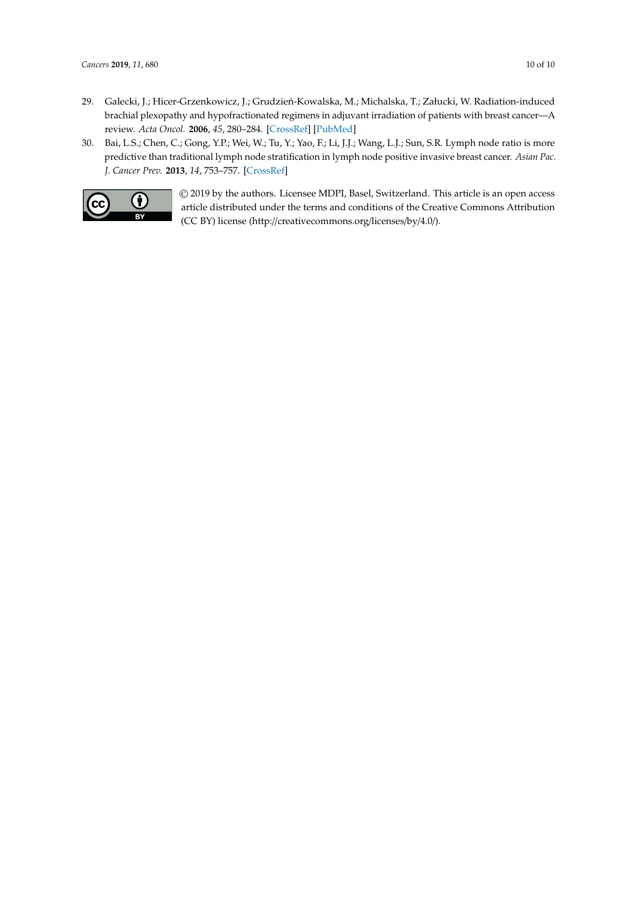29. Galecki, J.; Hicer-Grzenkowicz, J.; Grudzień-Kowalska, M.; Michalska, T.; Załucki, W. Radiation-induced brachial plexopathy and hypofractionated regimens in adjuvant irradiation of patients with breast cancer—A review. *Acta Oncol.* **2006**, *45*, 280–284. [CrossRef] [PubMed]
30. Bai, L.S.; Chen, C.; Gong, Y.P.; Wei, W.; Tu, Y.; Yao, F.; Li, J.J.; Wang, L.J.; Sun, S.R. Lymph node ratio is more predictive than traditional lymph node stratification in lymph node positive invasive breast cancer. *Asian Pac. J. Cancer Prev.* **2013**, *14*, 753–757. [CrossRef]

© 2019 by the authors. Licensee MDPI, Basel, Switzerland. This article is an open access article distributed under the terms and conditions of the Creative Commons Attribution (CC BY) license (http://creativecommons.org/licenses/by/4.0/).